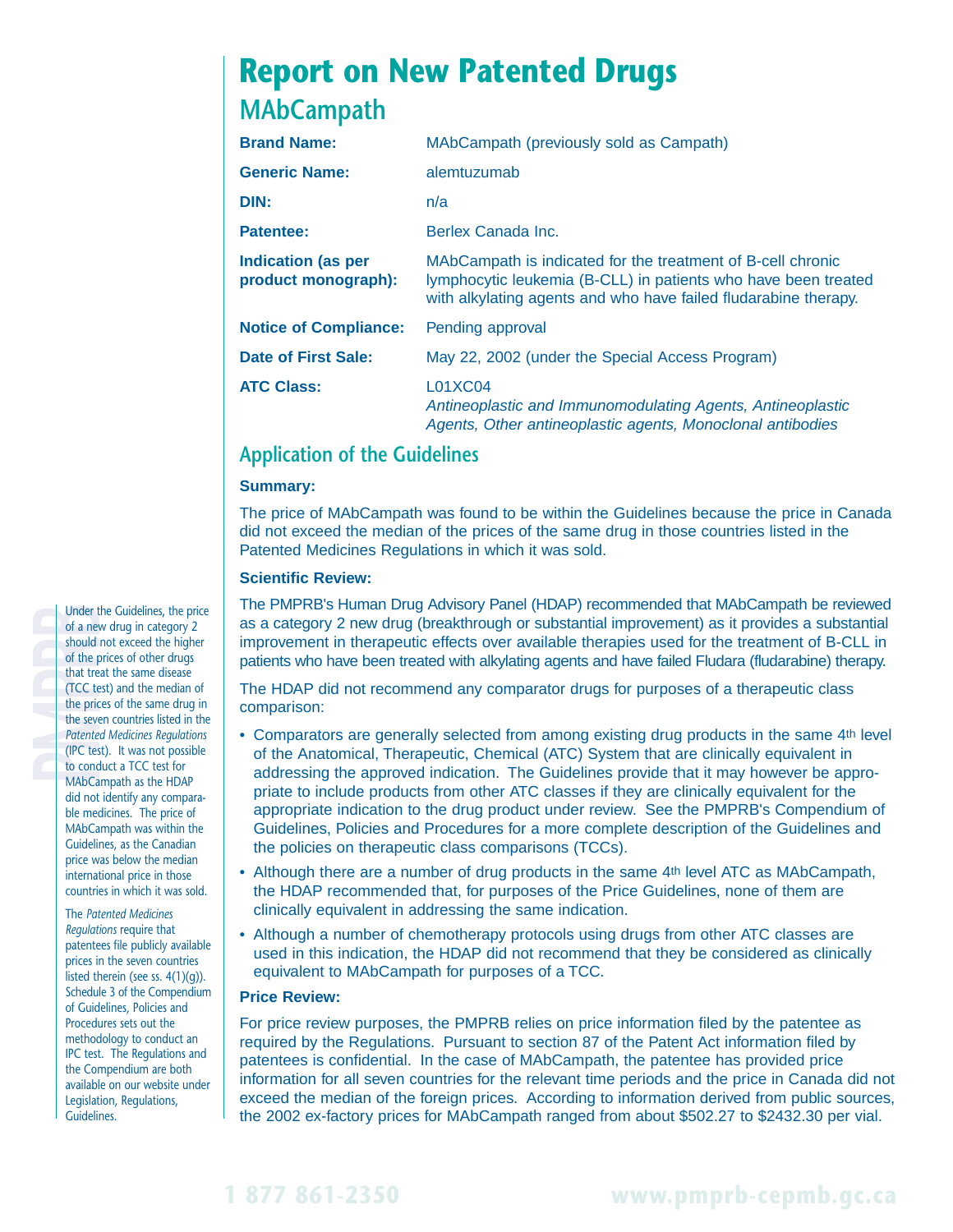# Report on New Patented Drugs

## MAbCampath

| | |
|---|---|
| **Brand Name:** | MAbCampath (previously sold as Campath) |
| **Generic Name:** | alemtuzumab |
| **DIN:** | n/a |
| **Patentee:** | Berlex Canada Inc. |
| **Indication (as per product monograph):** | MAbCampath is indicated for the treatment of B-cell chronic lymphocytic leukemia (B-CLL) in patients who have been treated with alkylating agents and who have failed fludarabine therapy. |
| **Notice of Compliance:** | Pending approval |
| **Date of First Sale:** | May 22, 2002 (under the Special Access Program) |
| **ATC Class:** | L01XC04 *Antineoplastic and Immunomodulating Agents, Antineoplastic Agents, Other antineoplastic agents, Monoclonal antibodies* |

## Application of the Guidelines

### Summary:

The price of MAbCampath was found to be within the Guidelines because the price in Canada did not exceed the median of the prices of the same drug in those countries listed in the Patented Medicines Regulations in which it was sold.

### Scientific Review:

The PMPRB's Human Drug Advisory Panel (HDAP) recommended that MAbCampath be reviewed as a category 2 new drug (breakthrough or substantial improvement) as it provides a substantial improvement in therapeutic effects over available therapies used for the treatment of B-CLL in patients who have been treated with alkylating agents and have failed Fludara (fludarabine) therapy.

The HDAP did not recommend any comparator drugs for purposes of a therapeutic class comparison:

- Comparators are generally selected from among existing drug products in the same 4th level of the Anatomical, Therapeutic, Chemical (ATC) System that are clinically equivalent in addressing the approved indication. The Guidelines provide that it may however be appropriate to include products from other ATC classes if they are clinically equivalent for the appropriate indication to the drug product under review. See the PMPRB's Compendium of Guidelines, Policies and Procedures for a more complete description of the Guidelines and the policies on therapeutic class comparisons (TCCs).
- Although there are a number of drug products in the same 4th level ATC as MAbCampath, the HDAP recommended that, for purposes of the Price Guidelines, none of them are clinically equivalent in addressing the same indication.
- Although a number of chemotherapy protocols using drugs from other ATC classes are used in this indication, the HDAP did not recommend that they be considered as clinically equivalent to MAbCampath for purposes of a TCC.

### Price Review:

For price review purposes, the PMPRB relies on price information filed by the patentee as required by the Regulations. Pursuant to section 87 of the Patent Act information filed by patentees is confidential. In the case of MAbCampath, the patentee has provided price information for all seven countries for the relevant time periods and the price in Canada did not exceed the median of the foreign prices. According to information derived from public sources, the 2002 ex-factory prices for MAbCampath ranged from about $502.27 to $2432.30 per vial.

---

Under the Guidelines, the price of a new drug in category 2 should not exceed the higher of the prices of other drugs that treat the same disease (TCC test) and the median of the prices of the same drug in the seven countries listed in the *Patented Medicines Regulations* (IPC test). It was not possible to conduct a TCC test for MAbCampath as the HDAP did not identify any comparable medicines. The price of MAbCampath was within the Guidelines, as the Canadian price was below the median international price in those countries in which it was sold.

The *Patented Medicines Regulations* require that patentees file publicly available prices in the seven countries listed therein (see ss. 4(1)(g)). Schedule 3 of the Compendium of Guidelines, Policies and Procedures sets out the methodology to conduct an IPC test. The Regulations and the Compendium are both available on our website under Legislation, Regulations, Guidelines.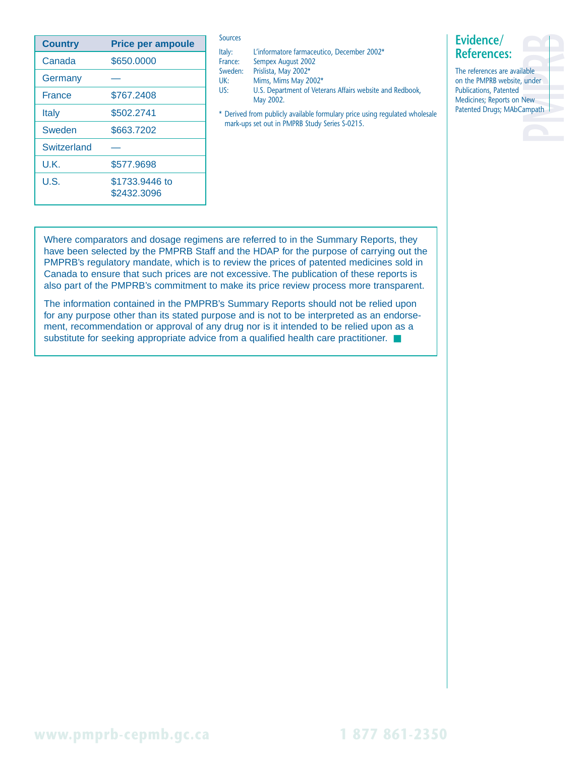| Country | Price per ampoule |
|---|---|
| Canada | $650.0000 |
| Germany | — |
| France | $767.2408 |
| Italy | $502.2741 |
| Sweden | $663.7202 |
| Switzerland | — |
| U.K. | $577.9698 |
| U.S. | $1733.9446 to $2432.3096 |

Sources

Italy: L'informatore farmaceutico, December 2002*
France: Sempex August 2002
Sweden: Prislista, May 2002*
UK: Mims, Mims May 2002*
US: U.S. Department of Veterans Affairs website and Redbook, May 2002.

\* Derived from publicly available formulary price using regulated wholesale mark-ups set out in PMPRB Study Series S-0215.

Where comparators and dosage regimens are referred to in the Summary Reports, they have been selected by the PMPRB Staff and the HDAP for the purpose of carrying out the PMPRB's regulatory mandate, which is to review the prices of patented medicines sold in Canada to ensure that such prices are not excessive. The publication of these reports is also part of the PMPRB's commitment to make its price review process more transparent.

The information contained in the PMPRB's Summary Reports should not be relied upon for any purpose other than its stated purpose and is not to be interpreted as an endorsement, recommendation or approval of any drug nor is it intended to be relied upon as a substitute for seeking appropriate advice from a qualified health care practitioner.

## Evidence/ References:

The references are available on the PMPRB website, under Publications, Patented Medicines; Reports on New Patented Drugs; MAbCampath